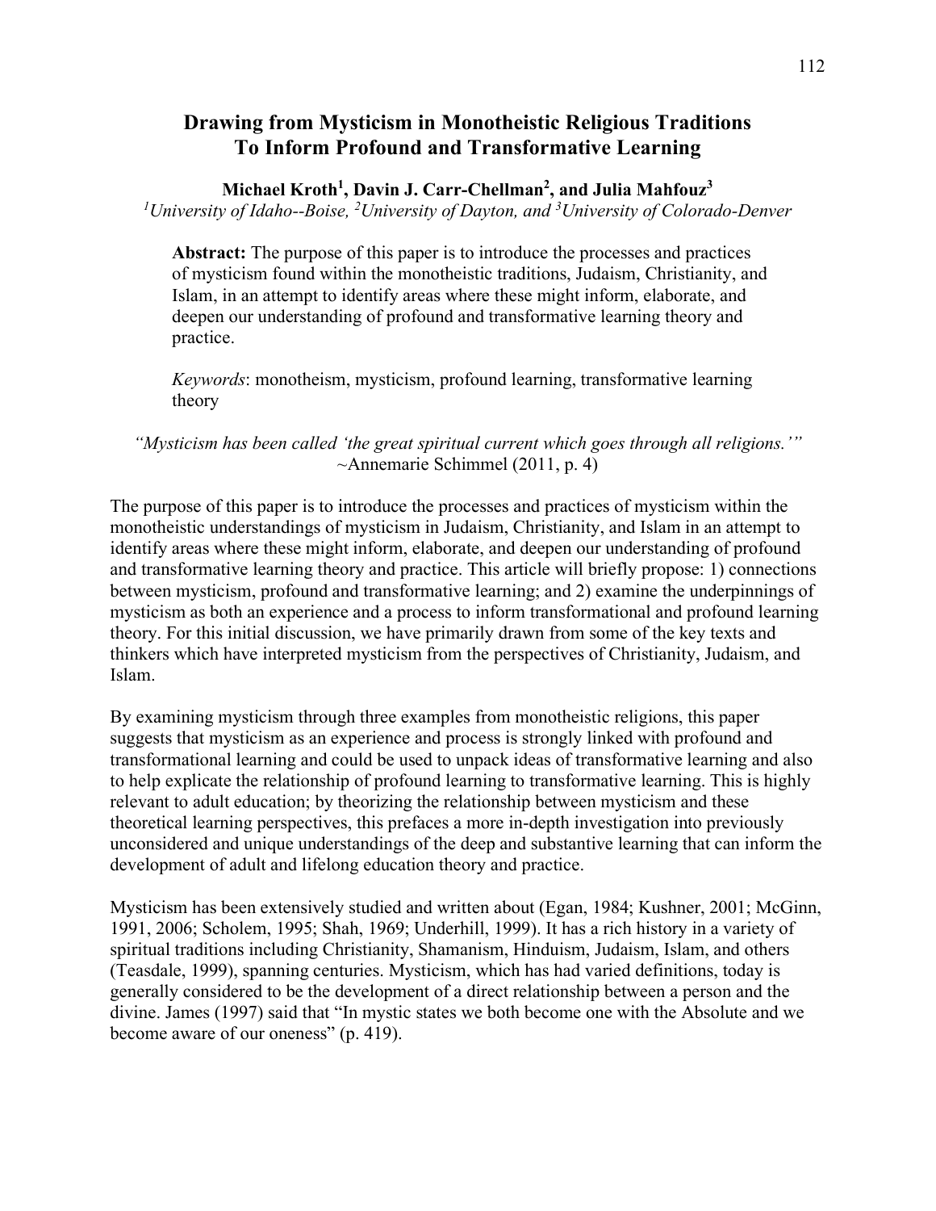# Drawing from Mysticism in Monotheistic Religious Traditions To Inform Profound and Transformative Learning

**Michael Kroth[1], Davin J. Carr-Chellman[2], and Julia Mahfouz[3]**

*[1]University of Idaho--Boise, [2]University of Dayton, and [3]University of Colorado-Denver*

> **Abstract:** The purpose of this paper is to introduce the processes and practices of mysticism found within the monotheistic traditions, Judaism, Christianity, and Islam, in an attempt to identify areas where these might inform, elaborate, and deepen our understanding of profound and transformative learning theory and practice.
>
> *Keywords*: monotheism, mysticism, profound learning, transformative learning theory

*"Mysticism has been called 'the great spiritual current which goes through all religions.'"*
~Annemarie Schimmel (2011, p. 4)

The purpose of this paper is to introduce the processes and practices of mysticism within the monotheistic understandings of mysticism in Judaism, Christianity, and Islam in an attempt to identify areas where these might inform, elaborate, and deepen our understanding of profound and transformative learning theory and practice. This article will briefly propose: 1) connections between mysticism, profound and transformative learning; and 2) examine the underpinnings of mysticism as both an experience and a process to inform transformational and profound learning theory. For this initial discussion, we have primarily drawn from some of the key texts and thinkers which have interpreted mysticism from the perspectives of Christianity, Judaism, and Islam.

By examining mysticism through three examples from monotheistic religions, this paper suggests that mysticism as an experience and process is strongly linked with profound and transformational learning and could be used to unpack ideas of transformative learning and also to help explicate the relationship of profound learning to transformative learning. This is highly relevant to adult education; by theorizing the relationship between mysticism and these theoretical learning perspectives, this prefaces a more in-depth investigation into previously unconsidered and unique understandings of the deep and substantive learning that can inform the development of adult and lifelong education theory and practice.

Mysticism has been extensively studied and written about (Egan, 1984; Kushner, 2001; McGinn, 1991, 2006; Scholem, 1995; Shah, 1969; Underhill, 1999). It has a rich history in a variety of spiritual traditions including Christianity, Shamanism, Hinduism, Judaism, Islam, and others (Teasdale, 1999), spanning centuries. Mysticism, which has had varied definitions, today is generally considered to be the development of a direct relationship between a person and the divine. James (1997) said that "In mystic states we both become one with the Absolute and we become aware of our oneness" (p. 419).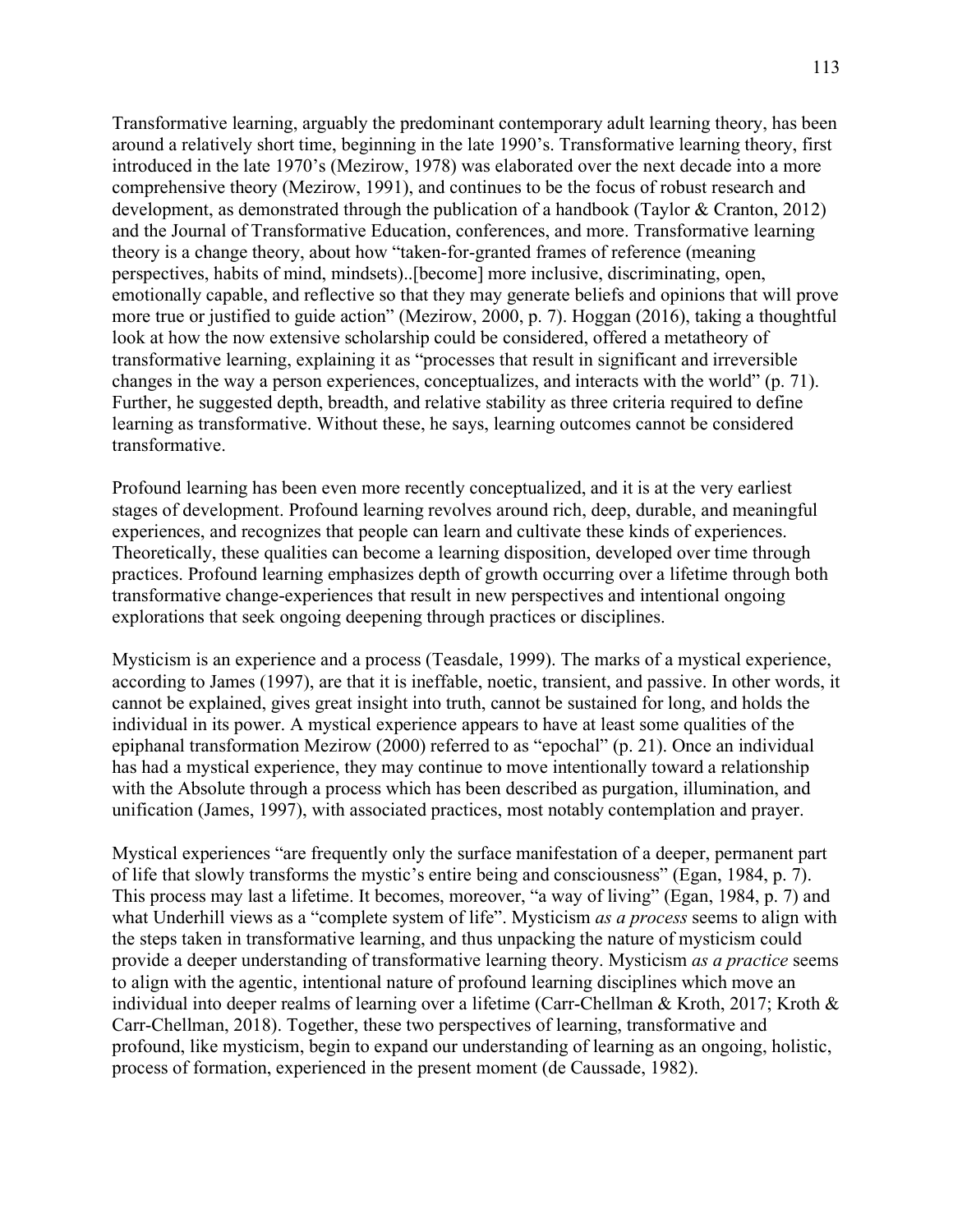Transformative learning, arguably the predominant contemporary adult learning theory, has been around a relatively short time, beginning in the late 1990's. Transformative learning theory, first introduced in the late 1970's (Mezirow, 1978) was elaborated over the next decade into a more comprehensive theory (Mezirow, 1991), and continues to be the focus of robust research and development, as demonstrated through the publication of a handbook (Taylor & Cranton, 2012) and the Journal of Transformative Education, conferences, and more. Transformative learning theory is a change theory, about how "taken-for-granted frames of reference (meaning perspectives, habits of mind, mindsets)..[become] more inclusive, discriminating, open, emotionally capable, and reflective so that they may generate beliefs and opinions that will prove more true or justified to guide action" (Mezirow, 2000, p. 7). Hoggan (2016), taking a thoughtful look at how the now extensive scholarship could be considered, offered a metatheory of transformative learning, explaining it as "processes that result in significant and irreversible changes in the way a person experiences, conceptualizes, and interacts with the world" (p. 71). Further, he suggested depth, breadth, and relative stability as three criteria required to define learning as transformative. Without these, he says, learning outcomes cannot be considered transformative.

Profound learning has been even more recently conceptualized, and it is at the very earliest stages of development. Profound learning revolves around rich, deep, durable, and meaningful experiences, and recognizes that people can learn and cultivate these kinds of experiences. Theoretically, these qualities can become a learning disposition, developed over time through practices. Profound learning emphasizes depth of growth occurring over a lifetime through both transformative change-experiences that result in new perspectives and intentional ongoing explorations that seek ongoing deepening through practices or disciplines.

Mysticism is an experience and a process (Teasdale, 1999). The marks of a mystical experience, according to James (1997), are that it is ineffable, noetic, transient, and passive. In other words, it cannot be explained, gives great insight into truth, cannot be sustained for long, and holds the individual in its power. A mystical experience appears to have at least some qualities of the epiphanal transformation Mezirow (2000) referred to as "epochal" (p. 21). Once an individual has had a mystical experience, they may continue to move intentionally toward a relationship with the Absolute through a process which has been described as purgation, illumination, and unification (James, 1997), with associated practices, most notably contemplation and prayer.

Mystical experiences "are frequently only the surface manifestation of a deeper, permanent part of life that slowly transforms the mystic's entire being and consciousness" (Egan, 1984, p. 7). This process may last a lifetime. It becomes, moreover, "a way of living" (Egan, 1984, p. 7) and what Underhill views as a "complete system of life". Mysticism *as a process* seems to align with the steps taken in transformative learning, and thus unpacking the nature of mysticism could provide a deeper understanding of transformative learning theory. Mysticism *as a practice* seems to align with the agentic, intentional nature of profound learning disciplines which move an individual into deeper realms of learning over a lifetime (Carr-Chellman & Kroth, 2017; Kroth & Carr-Chellman, 2018). Together, these two perspectives of learning, transformative and profound, like mysticism, begin to expand our understanding of learning as an ongoing, holistic, process of formation, experienced in the present moment (de Caussade, 1982).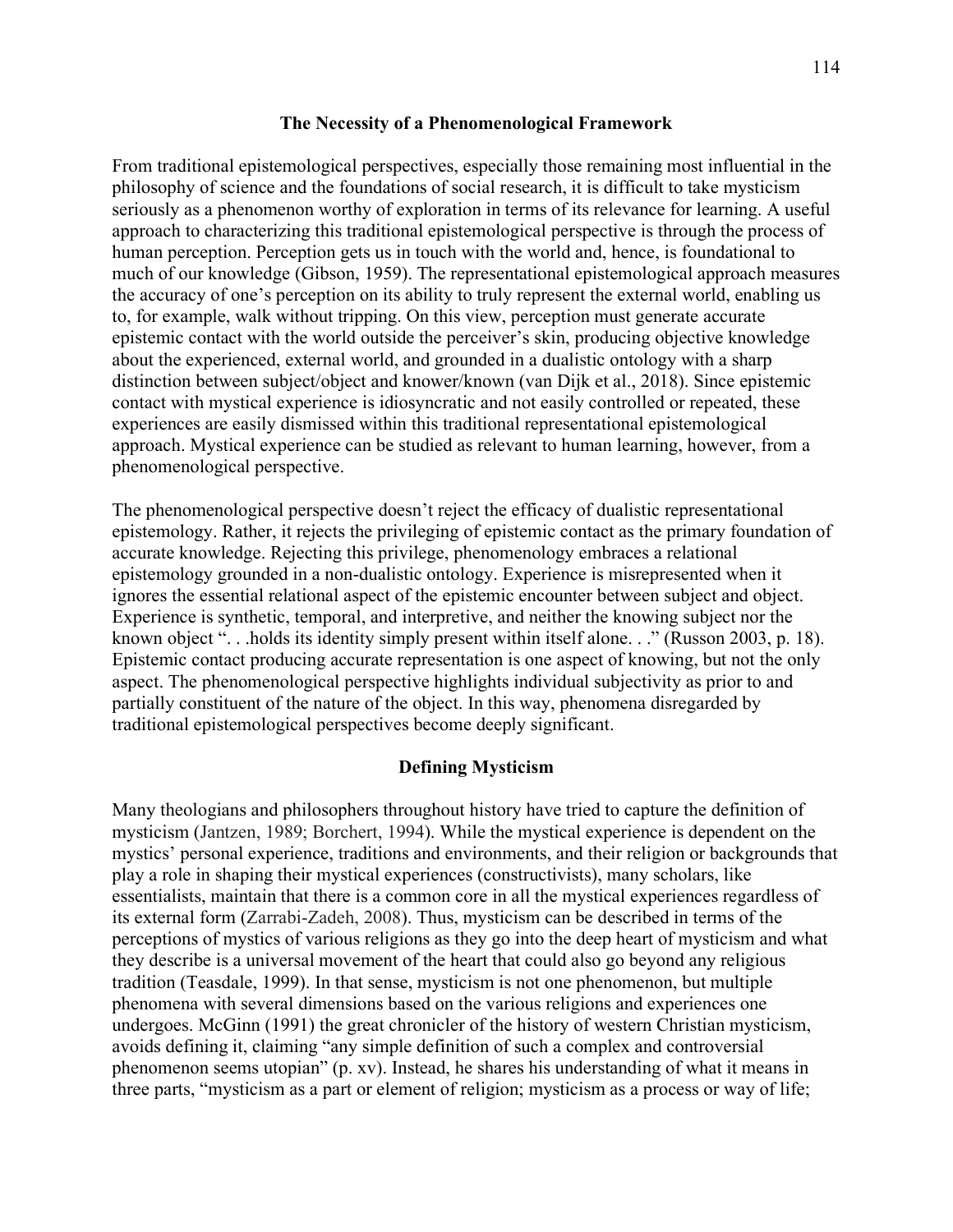## The Necessity of a Phenomenological Framework

From traditional epistemological perspectives, especially those remaining most influential in the philosophy of science and the foundations of social research, it is difficult to take mysticism seriously as a phenomenon worthy of exploration in terms of its relevance for learning. A useful approach to characterizing this traditional epistemological perspective is through the process of human perception. Perception gets us in touch with the world and, hence, is foundational to much of our knowledge (Gibson, 1959). The representational epistemological approach measures the accuracy of one's perception on its ability to truly represent the external world, enabling us to, for example, walk without tripping. On this view, perception must generate accurate epistemic contact with the world outside the perceiver's skin, producing objective knowledge about the experienced, external world, and grounded in a dualistic ontology with a sharp distinction between subject/object and knower/known (van Dijk et al., 2018). Since epistemic contact with mystical experience is idiosyncratic and not easily controlled or repeated, these experiences are easily dismissed within this traditional representational epistemological approach. Mystical experience can be studied as relevant to human learning, however, from a phenomenological perspective.

The phenomenological perspective doesn't reject the efficacy of dualistic representational epistemology. Rather, it rejects the privileging of epistemic contact as the primary foundation of accurate knowledge. Rejecting this privilege, phenomenology embraces a relational epistemology grounded in a non-dualistic ontology. Experience is misrepresented when it ignores the essential relational aspect of the epistemic encounter between subject and object. Experience is synthetic, temporal, and interpretive, and neither the knowing subject nor the known object ". . .holds its identity simply present within itself alone. . ." (Russon 2003, p. 18). Epistemic contact producing accurate representation is one aspect of knowing, but not the only aspect. The phenomenological perspective highlights individual subjectivity as prior to and partially constituent of the nature of the object. In this way, phenomena disregarded by traditional epistemological perspectives become deeply significant.

## Defining Mysticism

Many theologians and philosophers throughout history have tried to capture the definition of mysticism (Jantzen, 1989; Borchert, 1994). While the mystical experience is dependent on the mystics' personal experience, traditions and environments, and their religion or backgrounds that play a role in shaping their mystical experiences (constructivists), many scholars, like essentialists, maintain that there is a common core in all the mystical experiences regardless of its external form (Zarrabi-Zadeh, 2008). Thus, mysticism can be described in terms of the perceptions of mystics of various religions as they go into the deep heart of mysticism and what they describe is a universal movement of the heart that could also go beyond any religious tradition (Teasdale, 1999). In that sense, mysticism is not one phenomenon, but multiple phenomena with several dimensions based on the various religions and experiences one undergoes. McGinn (1991) the great chronicler of the history of western Christian mysticism, avoids defining it, claiming "any simple definition of such a complex and controversial phenomenon seems utopian" (p. xv). Instead, he shares his understanding of what it means in three parts, "mysticism as a part or element of religion; mysticism as a process or way of life;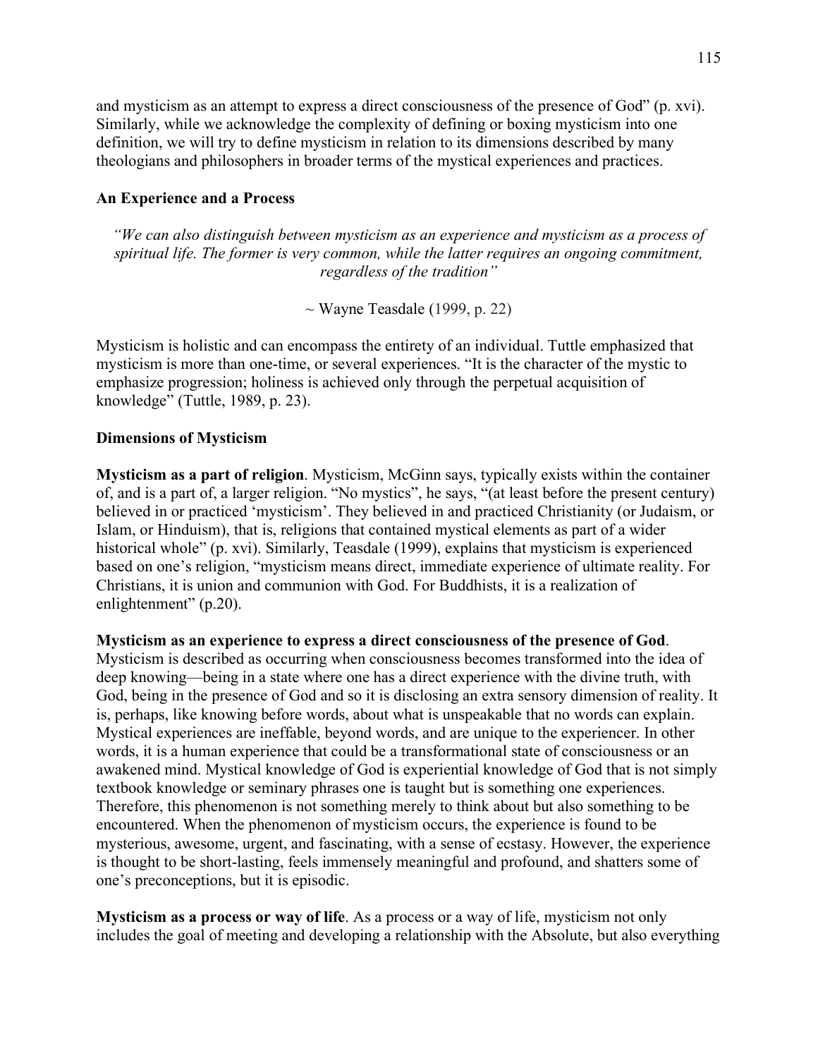and mysticism as an attempt to express a direct consciousness of the presence of God" (p. xvi). Similarly, while we acknowledge the complexity of defining or boxing mysticism into one definition, we will try to define mysticism in relation to its dimensions described by many theologians and philosophers in broader terms of the mystical experiences and practices.

**An Experience and a Process**

*"We can also distinguish between mysticism as an experience and mysticism as a process of spiritual life. The former is very common, while the latter requires an ongoing commitment, regardless of the tradition"*

~ Wayne Teasdale (1999, p. 22)

Mysticism is holistic and can encompass the entirety of an individual. Tuttle emphasized that mysticism is more than one-time, or several experiences. "It is the character of the mystic to emphasize progression; holiness is achieved only through the perpetual acquisition of knowledge" (Tuttle, 1989, p. 23).

**Dimensions of Mysticism**

**Mysticism as a part of religion**. Mysticism, McGinn says, typically exists within the container of, and is a part of, a larger religion. "No mystics", he says, "(at least before the present century) believed in or practiced 'mysticism'. They believed in and practiced Christianity (or Judaism, or Islam, or Hinduism), that is, religions that contained mystical elements as part of a wider historical whole" (p. xvi). Similarly, Teasdale (1999), explains that mysticism is experienced based on one's religion, "mysticism means direct, immediate experience of ultimate reality. For Christians, it is union and communion with God. For Buddhists, it is a realization of enlightenment" (p.20).

**Mysticism as an experience to express a direct consciousness of the presence of God**. Mysticism is described as occurring when consciousness becomes transformed into the idea of deep knowing—being in a state where one has a direct experience with the divine truth, with God, being in the presence of God and so it is disclosing an extra sensory dimension of reality. It is, perhaps, like knowing before words, about what is unspeakable that no words can explain. Mystical experiences are ineffable, beyond words, and are unique to the experiencer. In other words, it is a human experience that could be a transformational state of consciousness or an awakened mind. Mystical knowledge of God is experiential knowledge of God that is not simply textbook knowledge or seminary phrases one is taught but is something one experiences. Therefore, this phenomenon is not something merely to think about but also something to be encountered. When the phenomenon of mysticism occurs, the experience is found to be mysterious, awesome, urgent, and fascinating, with a sense of ecstasy. However, the experience is thought to be short-lasting, feels immensely meaningful and profound, and shatters some of one's preconceptions, but it is episodic.

**Mysticism as a process or way of life**. As a process or a way of life, mysticism not only includes the goal of meeting and developing a relationship with the Absolute, but also everything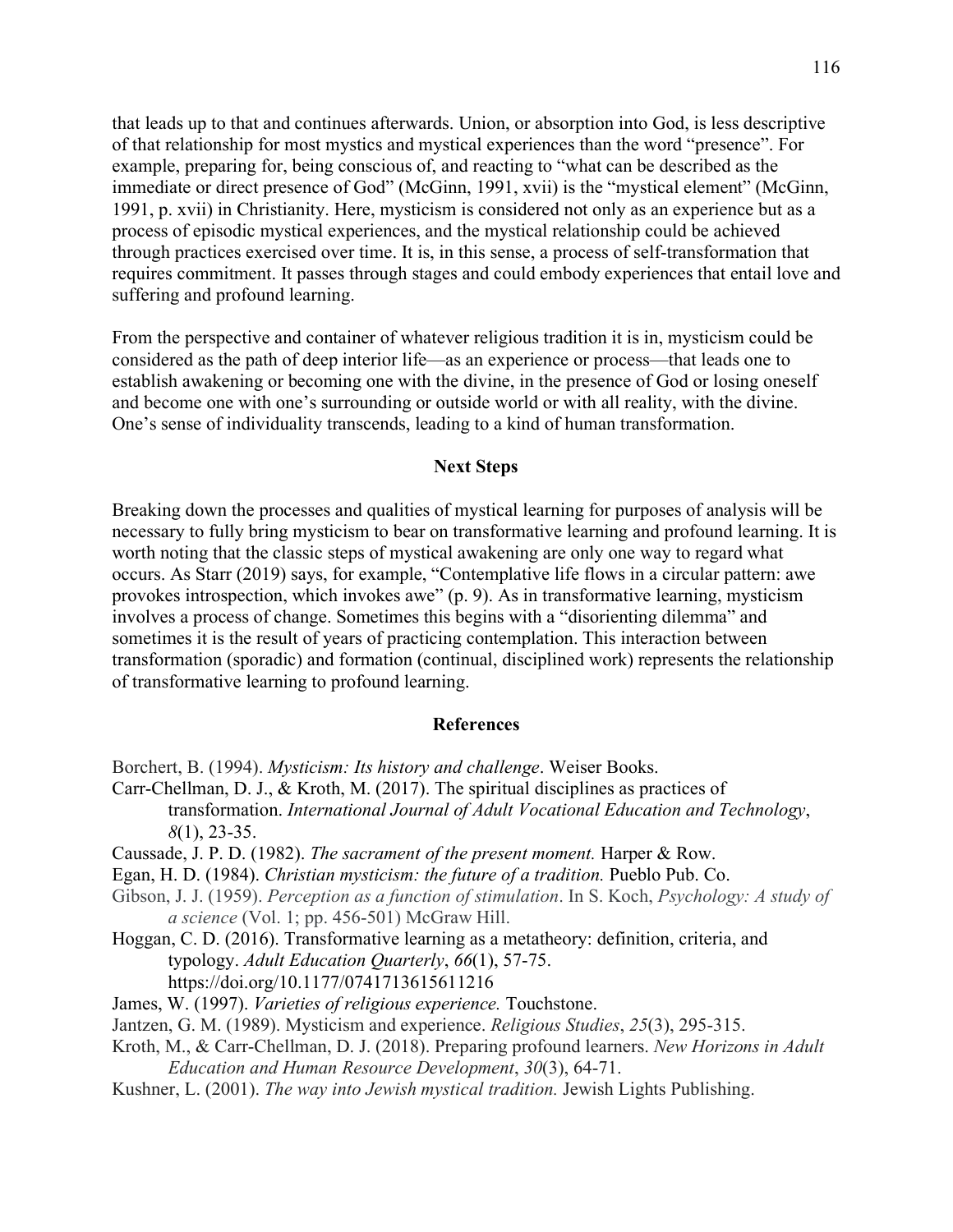that leads up to that and continues afterwards. Union, or absorption into God, is less descriptive of that relationship for most mystics and mystical experiences than the word "presence". For example, preparing for, being conscious of, and reacting to "what can be described as the immediate or direct presence of God" (McGinn, 1991, xvii) is the "mystical element" (McGinn, 1991, p. xvii) in Christianity. Here, mysticism is considered not only as an experience but as a process of episodic mystical experiences, and the mystical relationship could be achieved through practices exercised over time. It is, in this sense, a process of self-transformation that requires commitment. It passes through stages and could embody experiences that entail love and suffering and profound learning.

From the perspective and container of whatever religious tradition it is in, mysticism could be considered as the path of deep interior life—as an experience or process—that leads one to establish awakening or becoming one with the divine, in the presence of God or losing oneself and become one with one's surrounding or outside world or with all reality, with the divine. One's sense of individuality transcends, leading to a kind of human transformation.

## Next Steps

Breaking down the processes and qualities of mystical learning for purposes of analysis will be necessary to fully bring mysticism to bear on transformative learning and profound learning. It is worth noting that the classic steps of mystical awakening are only one way to regard what occurs. As Starr (2019) says, for example, "Contemplative life flows in a circular pattern: awe provokes introspection, which invokes awe" (p. 9). As in transformative learning, mysticism involves a process of change. Sometimes this begins with a "disorienting dilemma" and sometimes it is the result of years of practicing contemplation. This interaction between transformation (sporadic) and formation (continual, disciplined work) represents the relationship of transformative learning to profound learning.

## References

Borchert, B. (1994). *Mysticism: Its history and challenge*. Weiser Books.

Carr-Chellman, D. J., & Kroth, M. (2017). The spiritual disciplines as practices of transformation. *International Journal of Adult Vocational Education and Technology*, *8*(1), 23-35.

Caussade, J. P. D. (1982). *The sacrament of the present moment.* Harper & Row.

Egan, H. D. (1984). *Christian mysticism: the future of a tradition.* Pueblo Pub. Co.

Gibson, J. J. (1959). *Perception as a function of stimulation*. In S. Koch, *Psychology: A study of a science* (Vol. 1; pp. 456-501) McGraw Hill.

Hoggan, C. D. (2016). Transformative learning as a metatheory: definition, criteria, and typology. *Adult Education Quarterly*, *66*(1), 57-75. https://doi.org/10.1177/0741713615611216

James, W. (1997). *Varieties of religious experience.* Touchstone.

Jantzen, G. M. (1989). Mysticism and experience. *Religious Studies*, *25*(3), 295-315.

Kroth, M., & Carr-Chellman, D. J. (2018). Preparing profound learners. *New Horizons in Adult Education and Human Resource Development*, *30*(3), 64-71.

Kushner, L. (2001). *The way into Jewish mystical tradition.* Jewish Lights Publishing.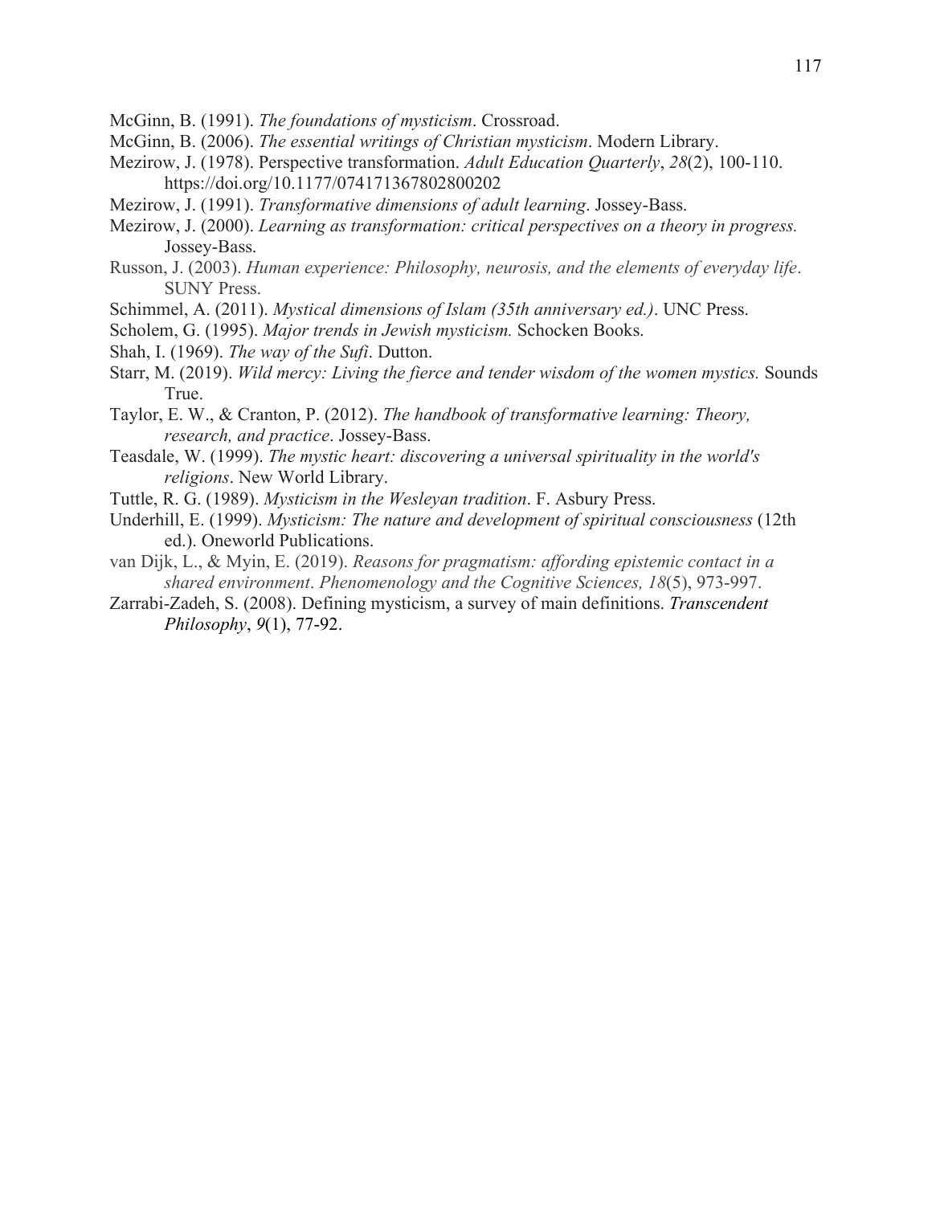McGinn, B. (1991). *The foundations of mysticism*. Crossroad.

McGinn, B. (2006). *The essential writings of Christian mysticism*. Modern Library.

Mezirow, J. (1978). Perspective transformation. *Adult Education Quarterly*, *28*(2), 100-110. https://doi.org/10.1177/074171367802800202

Mezirow, J. (1991). *Transformative dimensions of adult learning*. Jossey-Bass.

Mezirow, J. (2000). *Learning as transformation: critical perspectives on a theory in progress.* Jossey-Bass.

Russon, J. (2003). *Human experience: Philosophy, neurosis, and the elements of everyday life*. SUNY Press.

Schimmel, A. (2011). *Mystical dimensions of Islam (35th anniversary ed.)*. UNC Press.

Scholem, G. (1995). *Major trends in Jewish mysticism.* Schocken Books.

Shah, I. (1969). *The way of the Sufi*. Dutton.

Starr, M. (2019). *Wild mercy: Living the fierce and tender wisdom of the women mystics.* Sounds True.

Taylor, E. W., & Cranton, P. (2012). *The handbook of transformative learning: Theory, research, and practice*. Jossey-Bass.

Teasdale, W. (1999). *The mystic heart: discovering a universal spirituality in the world's religions*. New World Library.

Tuttle, R. G. (1989). *Mysticism in the Wesleyan tradition*. F. Asbury Press.

Underhill, E. (1999). *Mysticism: The nature and development of spiritual consciousness* (12th ed.). Oneworld Publications.

van Dijk, L., & Myin, E. (2019). *Reasons for pragmatism: affording epistemic contact in a shared environment*. *Phenomenology and the Cognitive Sciences, 18*(5), 973-997.

Zarrabi-Zadeh, S. (2008). Defining mysticism, a survey of main definitions. *Transcendent Philosophy*, *9*(1), 77-92.